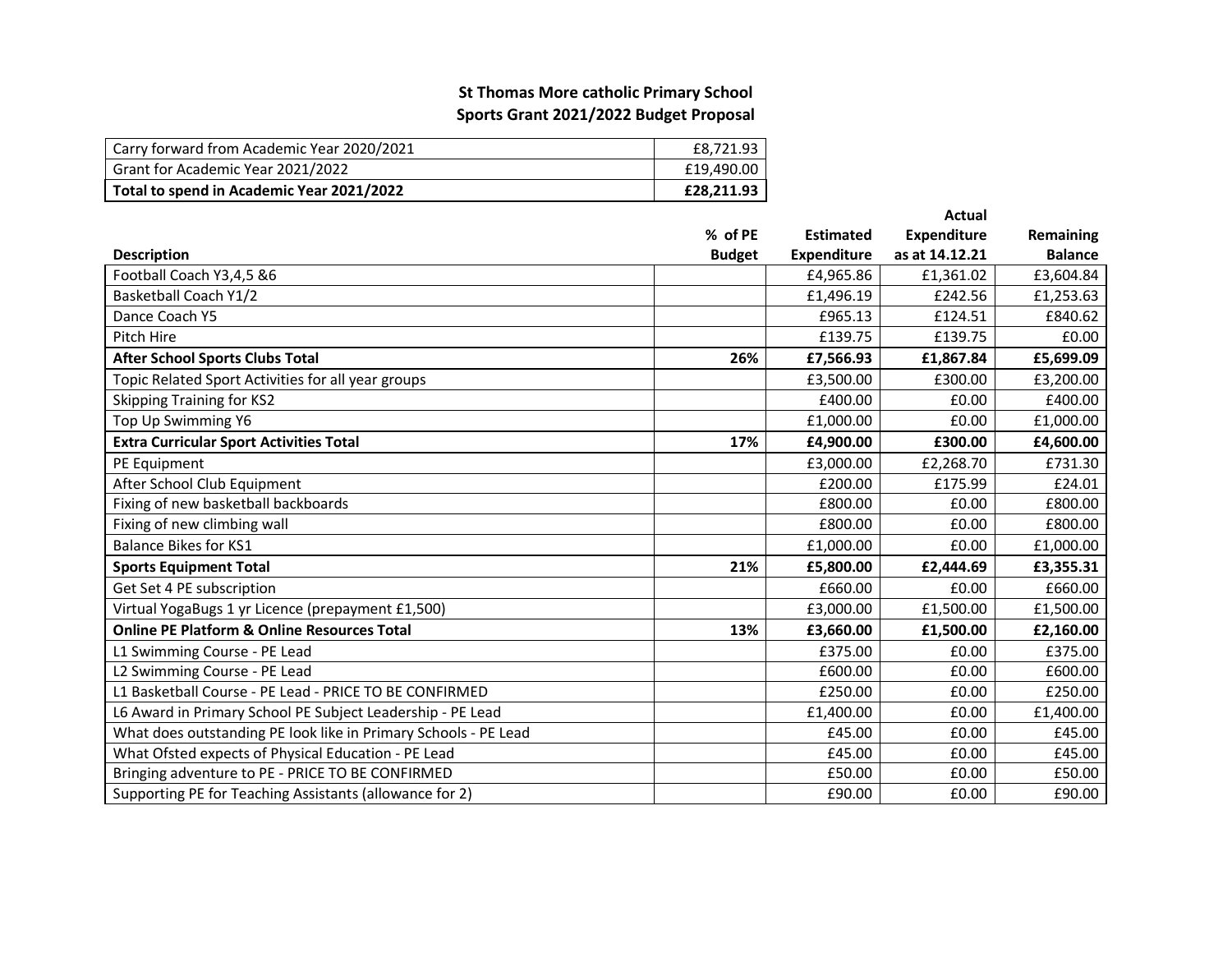**St Thomas More catholic Primary School**
**Sports Grant 2021/2022 Budget Proposal**

| | |
|---|---|
| Carry forward from Academic Year 2020/2021 | £8,721.93 |
| Grant for Academic Year 2021/2022 | £19,490.00 |
| **Total to spend in Academic Year 2021/2022** | **£28,211.93** |

| Description | % of PE Budget | Estimated Expenditure | Actual Expenditure as at 14.12.21 | Remaining Balance |
|---|---|---|---|---|
| Football Coach Y3,4,5 &6 | | £4,965.86 | £1,361.02 | £3,604.84 |
| Basketball Coach Y1/2 | | £1,496.19 | £242.56 | £1,253.63 |
| Dance Coach Y5 | | £965.13 | £124.51 | £840.62 |
| Pitch Hire | | £139.75 | £139.75 | £0.00 |
| **After School Sports Clubs Total** | **26%** | **£7,566.93** | **£1,867.84** | **£5,699.09** |
| Topic Related Sport Activities for all year groups | | £3,500.00 | £300.00 | £3,200.00 |
| Skipping Training for KS2 | | £400.00 | £0.00 | £400.00 |
| Top Up Swimming Y6 | | £1,000.00 | £0.00 | £1,000.00 |
| **Extra Curricular Sport Activities Total** | **17%** | **£4,900.00** | **£300.00** | **£4,600.00** |
| PE Equipment | | £3,000.00 | £2,268.70 | £731.30 |
| After School Club Equipment | | £200.00 | £175.99 | £24.01 |
| Fixing of new basketball backboards | | £800.00 | £0.00 | £800.00 |
| Fixing of new climbing wall | | £800.00 | £0.00 | £800.00 |
| Balance Bikes for KS1 | | £1,000.00 | £0.00 | £1,000.00 |
| **Sports Equipment Total** | **21%** | **£5,800.00** | **£2,444.69** | **£3,355.31** |
| Get Set 4 PE subscription | | £660.00 | £0.00 | £660.00 |
| Virtual YogaBugs 1 yr Licence (prepayment £1,500) | | £3,000.00 | £1,500.00 | £1,500.00 |
| **Online PE Platform & Online Resources Total** | **13%** | **£3,660.00** | **£1,500.00** | **£2,160.00** |
| L1 Swimming Course - PE Lead | | £375.00 | £0.00 | £375.00 |
| L2 Swimming Course - PE Lead | | £600.00 | £0.00 | £600.00 |
| L1 Basketball Course - PE Lead - PRICE TO BE CONFIRMED | | £250.00 | £0.00 | £250.00 |
| L6 Award in Primary School PE Subject Leadership - PE Lead | | £1,400.00 | £0.00 | £1,400.00 |
| What does outstanding PE look like in Primary Schools - PE Lead | | £45.00 | £0.00 | £45.00 |
| What Ofsted expects of Physical Education - PE Lead | | £45.00 | £0.00 | £45.00 |
| Bringing adventure to PE - PRICE TO BE CONFIRMED | | £50.00 | £0.00 | £50.00 |
| Supporting PE for Teaching Assistants (allowance for 2) | | £90.00 | £0.00 | £90.00 |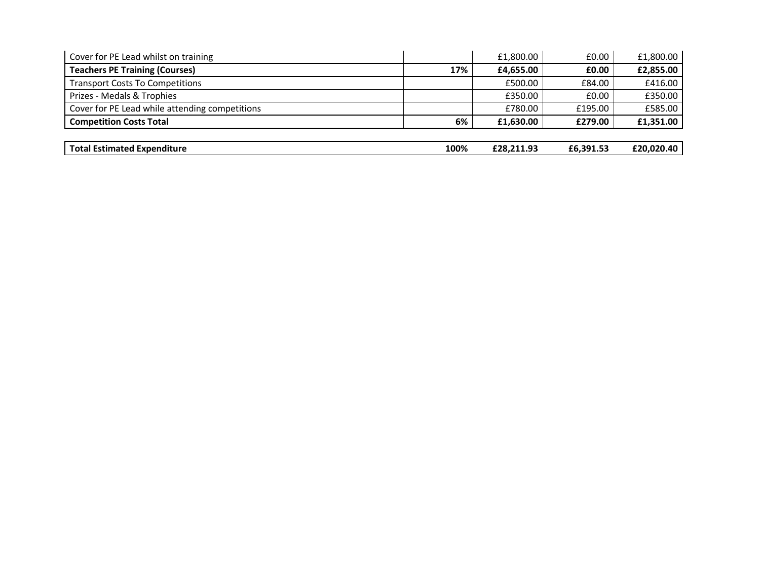| | | | | |
|---|---|---|---|---|
| Cover for PE Lead whilst on training | | £1,800.00 | £0.00 | £1,800.00 |
| **Teachers PE Training (Courses)** | **17%** | **£4,655.00** | **£0.00** | **£2,855.00** |
| Transport Costs To Competitions | | £500.00 | £84.00 | £416.00 |
| Prizes - Medals & Trophies | | £350.00 | £0.00 | £350.00 |
| Cover for PE Lead while attending competitions | | £780.00 | £195.00 | £585.00 |
| **Competition Costs Total** | **6%** | **£1,630.00** | **£279.00** | **£1,351.00** |
| | | | | |
| **Total Estimated Expenditure** | **100%** | **£28,211.93** | **£6,391.53** | **£20,020.40** |